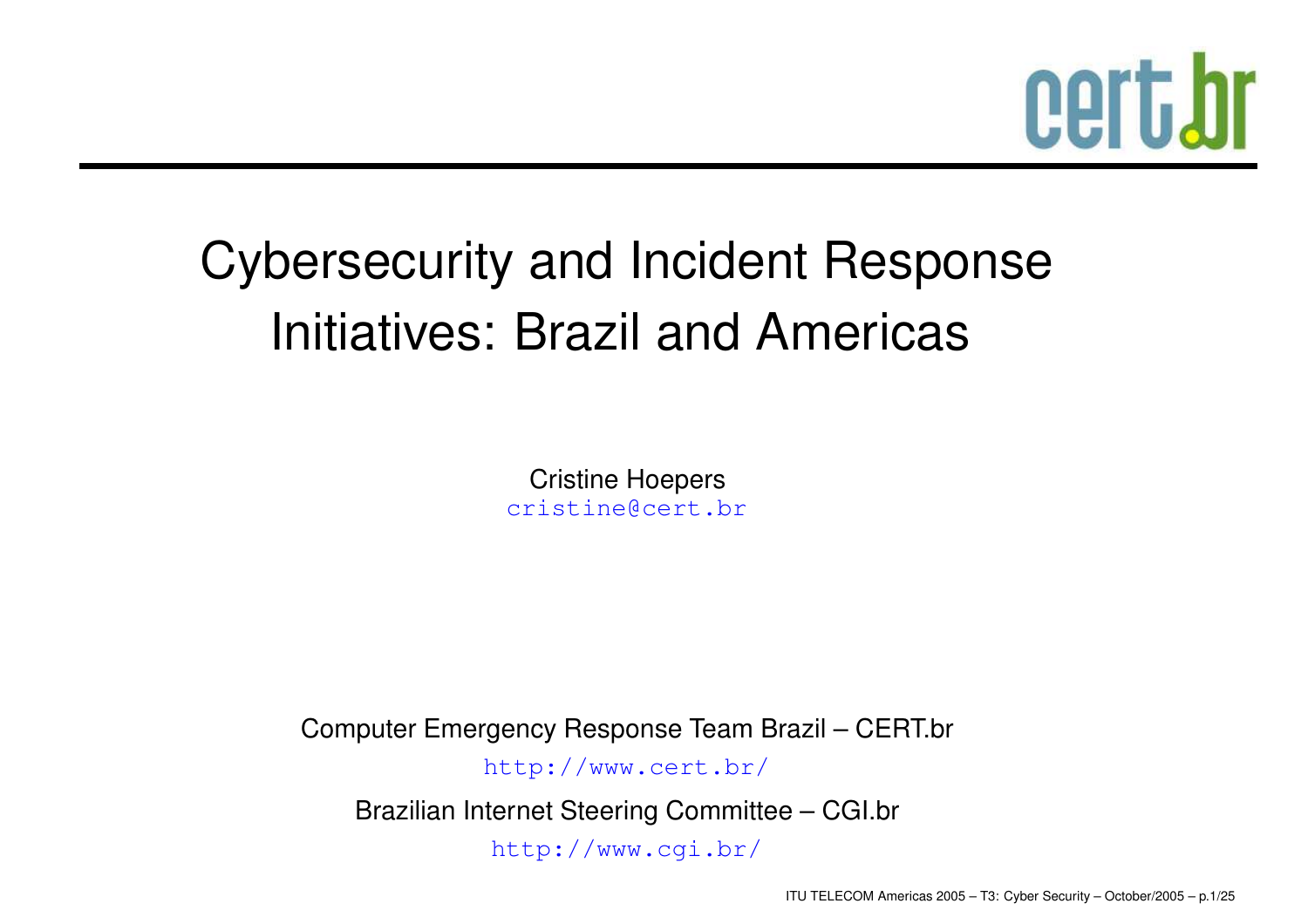cert.br

# Cybersecurity and Incident Response Initiatives: Brazil and Americas

Cristine Hoepers
cristine@cert.br

Computer Emergency Response Team Brazil – CERT.br

http://www.cert.br/

Brazilian Internet Steering Committee – CGI.br

http://www.cgi.br/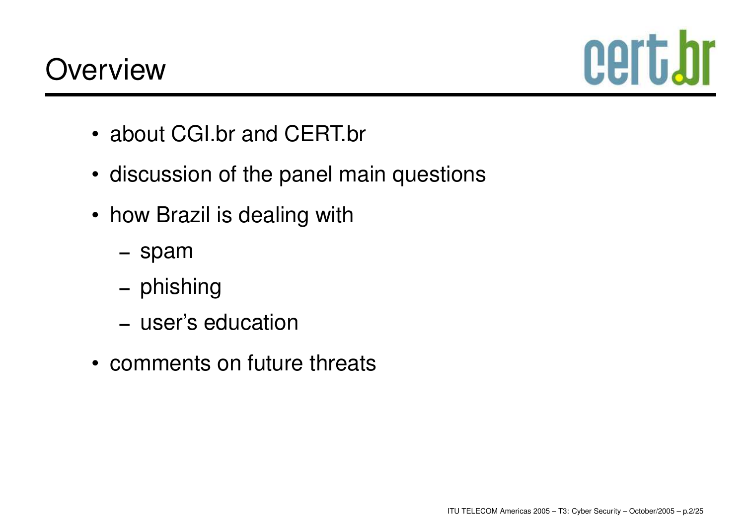# Overview

- about CGI.br and CERT.br
- discussion of the panel main questions
- how Brazil is dealing with
  - spam
  - phishing
  - user's education
- comments on future threats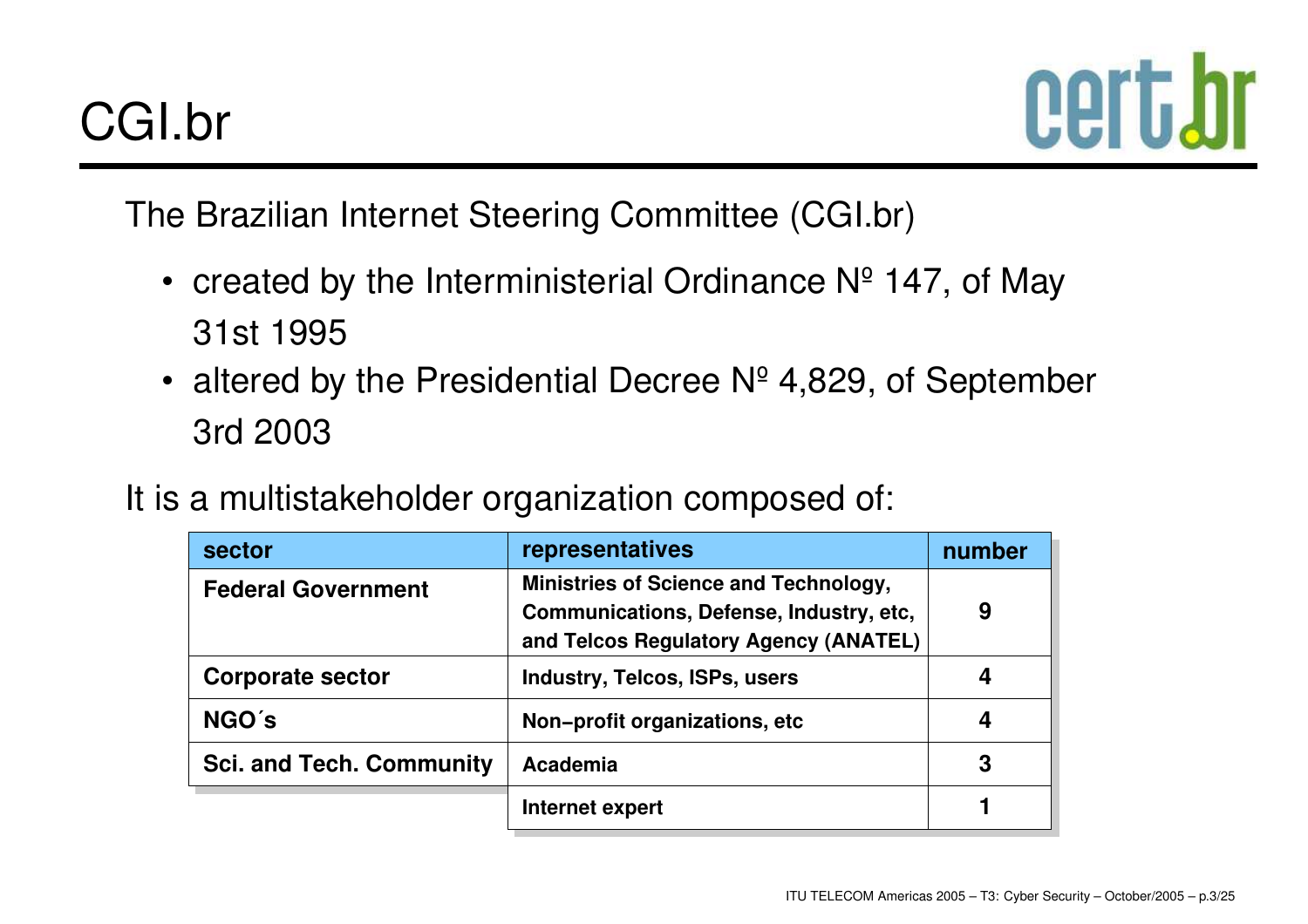# CGI.br

The Brazilian Internet Steering Committee (CGI.br)

- created by the Interministerial Ordinance Nº 147, of May 31st 1995
- altered by the Presidential Decree Nº 4,829, of September 3rd 2003

It is a multistakeholder organization composed of:

| sector | representatives | number |
|---|---|---|
| **Federal Government** | **Ministries of Science and Technology, Communications, Defense, Industry, etc, and Telcos Regulatory Agency (ANATEL)** | **9** |
| **Corporate sector** | **Industry, Telcos, ISPs, users** | **4** |
| **NGO´s** | **Non-profit organizations, etc** | **4** |
| **Sci. and Tech. Community** | **Academia** | **3** |
| | **Internet expert** | **1** |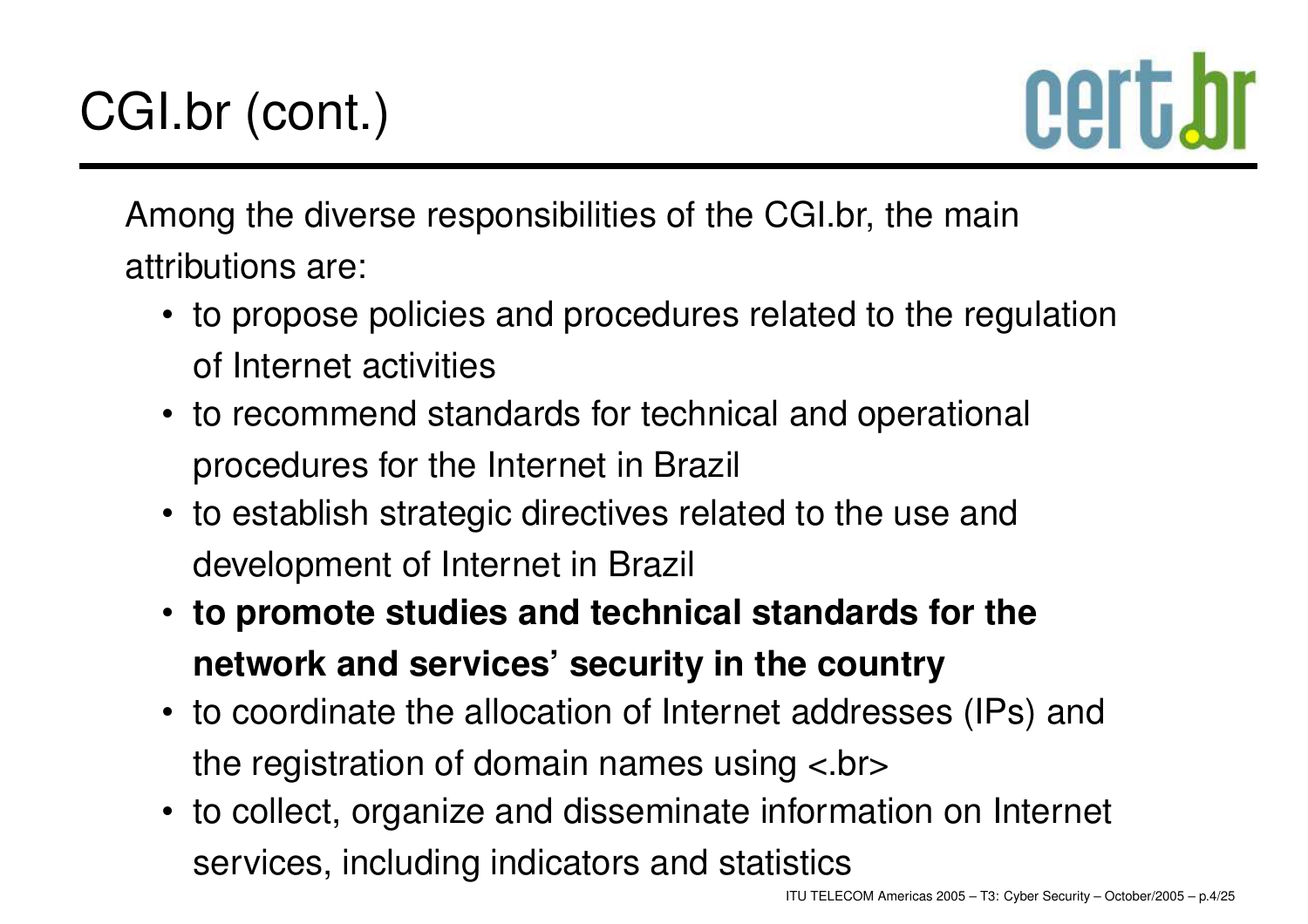# CGI.br (cont.)

Among the diverse responsibilities of the CGI.br, the main attributions are:

- to propose policies and procedures related to the regulation of Internet activities
- to recommend standards for technical and operational procedures for the Internet in Brazil
- to establish strategic directives related to the use and development of Internet in Brazil
- **to promote studies and technical standards for the network and services' security in the country**
- to coordinate the allocation of Internet addresses (IPs) and the registration of domain names using <.br>
- to collect, organize and disseminate information on Internet services, including indicators and statistics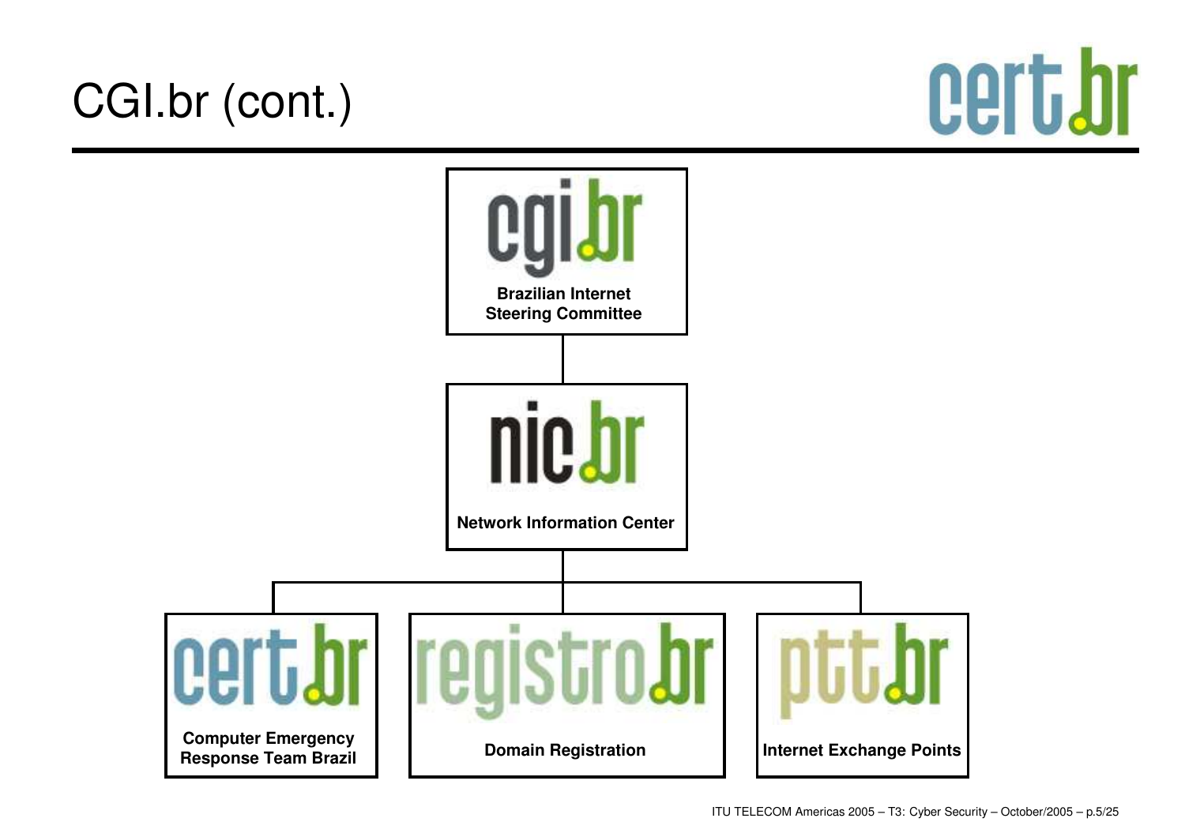# CGI.br (cont.)

cert.br

- **cgi.br** — **Brazilian Internet Steering Committee**
  - **nic.br** — **Network Information Center**
    - **cert.br** — **Computer Emergency Response Team Brazil**
    - **registro.br** — **Domain Registration**
    - **ptt.br** — **Internet Exchange Points**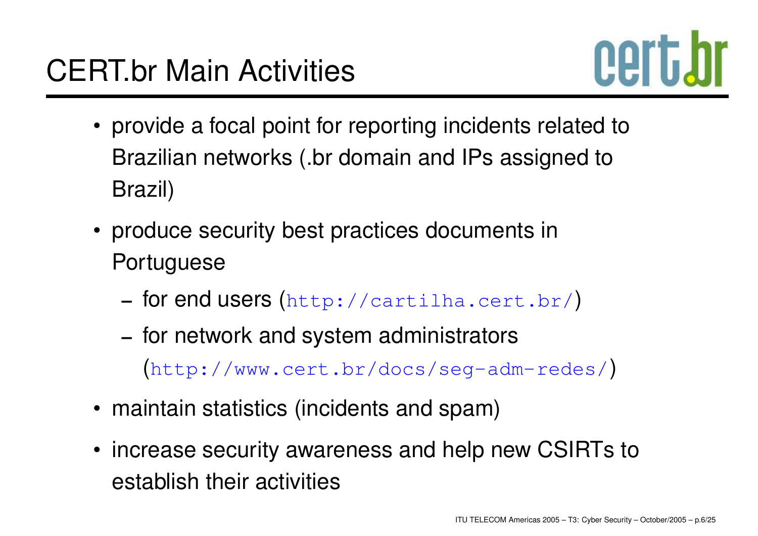# CERT.br Main Activities

- provide a focal point for reporting incidents related to Brazilian networks (.br domain and IPs assigned to Brazil)
- produce security best practices documents in Portuguese
  - for end users (`http://cartilha.cert.br/`)
  - for network and system administrators (`http://www.cert.br/docs/seg-adm-redes/`)
- maintain statistics (incidents and spam)
- increase security awareness and help new CSIRTs to establish their activities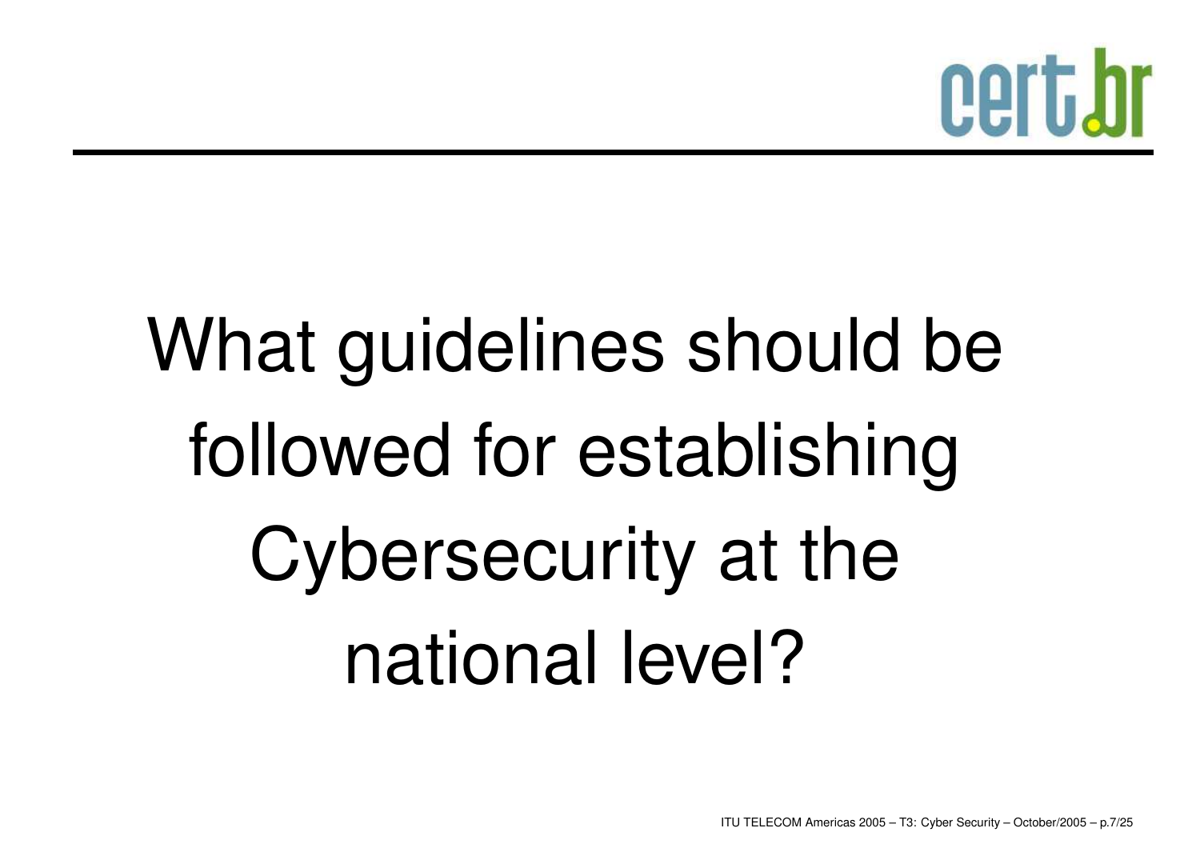# What guidelines should be followed for establishing Cybersecurity at the national level?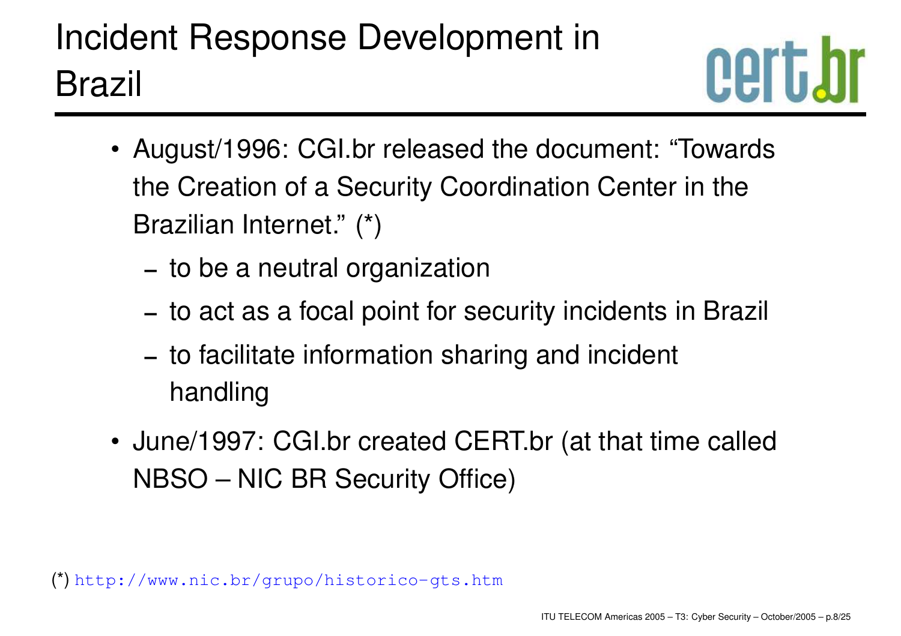# Incident Response Development in Brazil

- August/1996: CGI.br released the document: “Towards the Creation of a Security Coordination Center in the Brazilian Internet.” (*)
  - to be a neutral organization
  - to act as a focal point for security incidents in Brazil
  - to facilitate information sharing and incident handling
- June/1997: CGI.br created CERT.br (at that time called NBSO – NIC BR Security Office)

(*) http://www.nic.br/grupo/historico-gts.htm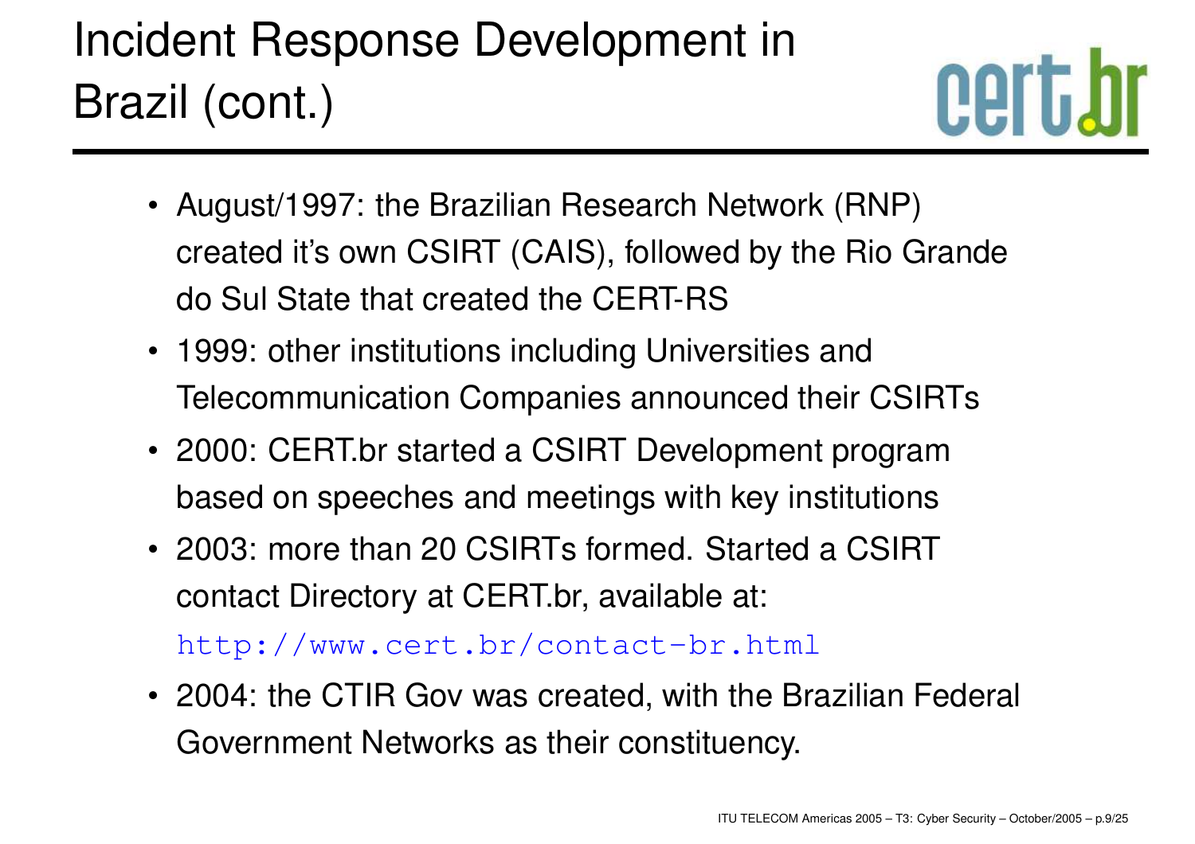# Incident Response Development in Brazil (cont.)

- August/1997: the Brazilian Research Network (RNP) created it's own CSIRT (CAIS), followed by the Rio Grande do Sul State that created the CERT-RS
- 1999: other institutions including Universities and Telecommunication Companies announced their CSIRTs
- 2000: CERT.br started a CSIRT Development program based on speeches and meetings with key institutions
- 2003: more than 20 CSIRTs formed. Started a CSIRT contact Directory at CERT.br, available at:

  http://www.cert.br/contact-br.html
- 2004: the CTIR Gov was created, with the Brazilian Federal Government Networks as their constituency.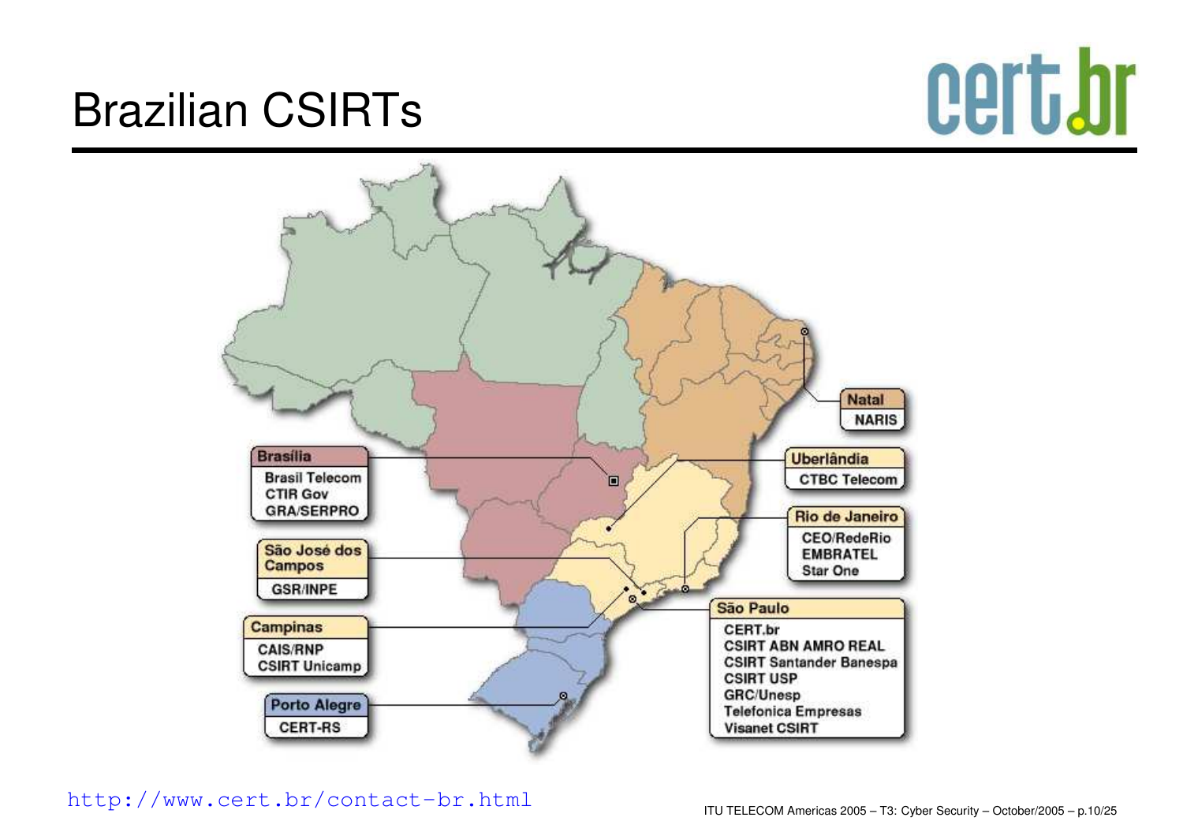# Brazilian CSIRTs

**Brasília**
- Brasil Telecom
- CTIR Gov
- GRA/SERPRO

**São José dos Campos**
- GSR/INPE

**Campinas**
- CAIS/RNP
- CSIRT Unicamp

**Porto Alegre**
- CERT-RS

**Natal**
- NARIS

**Uberlândia**
- CTBC Telecom

**Rio de Janeiro**
- CEO/RedeRio
- EMBRATEL
- Star One

**São Paulo**
- CERT.br
- CSIRT ABN AMRO REAL
- CSIRT Santander Banespa
- CSIRT USP
- GRC/Unesp
- Telefonica Empresas
- Visanet CSIRT

http://www.cert.br/contact-br.html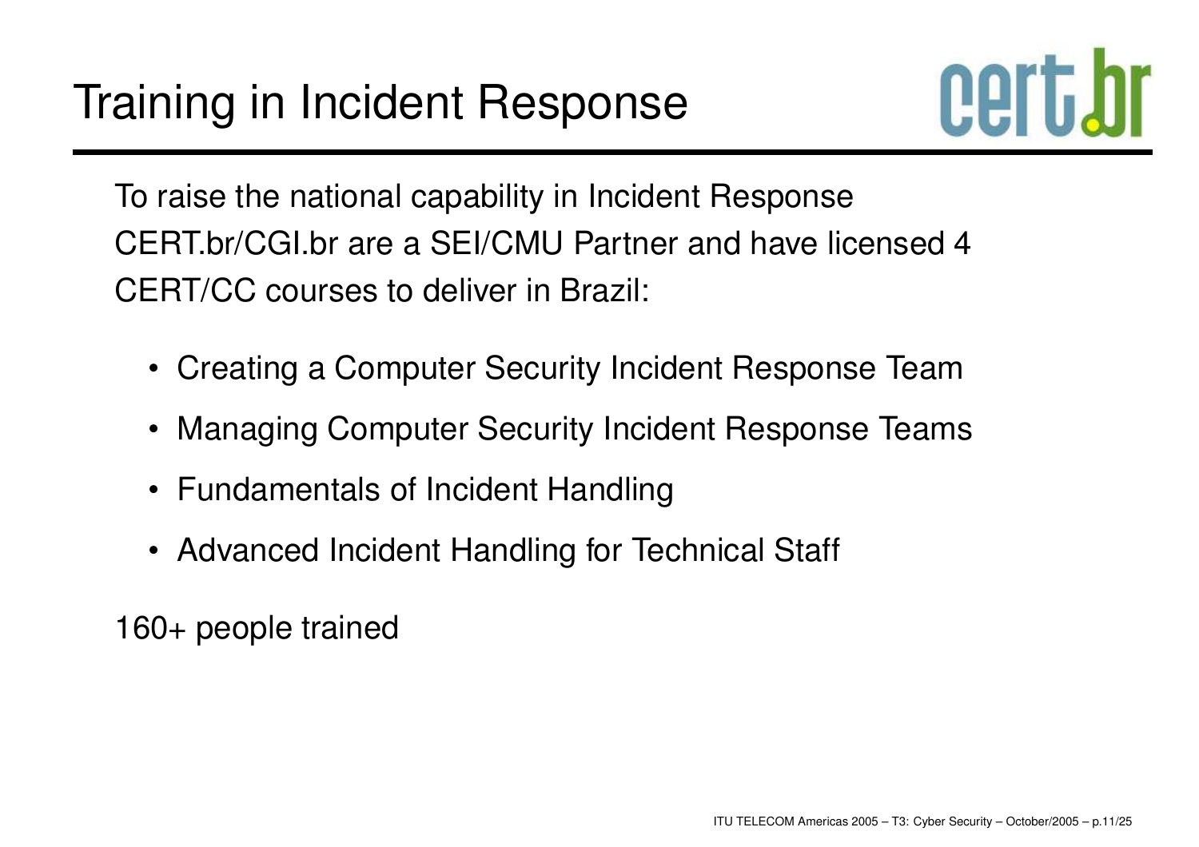# Training in Incident Response

To raise the national capability in Incident Response CERT.br/CGI.br are a SEI/CMU Partner and have licensed 4 CERT/CC courses to deliver in Brazil:

- Creating a Computer Security Incident Response Team
- Managing Computer Security Incident Response Teams
- Fundamentals of Incident Handling
- Advanced Incident Handling for Technical Staff

160+ people trained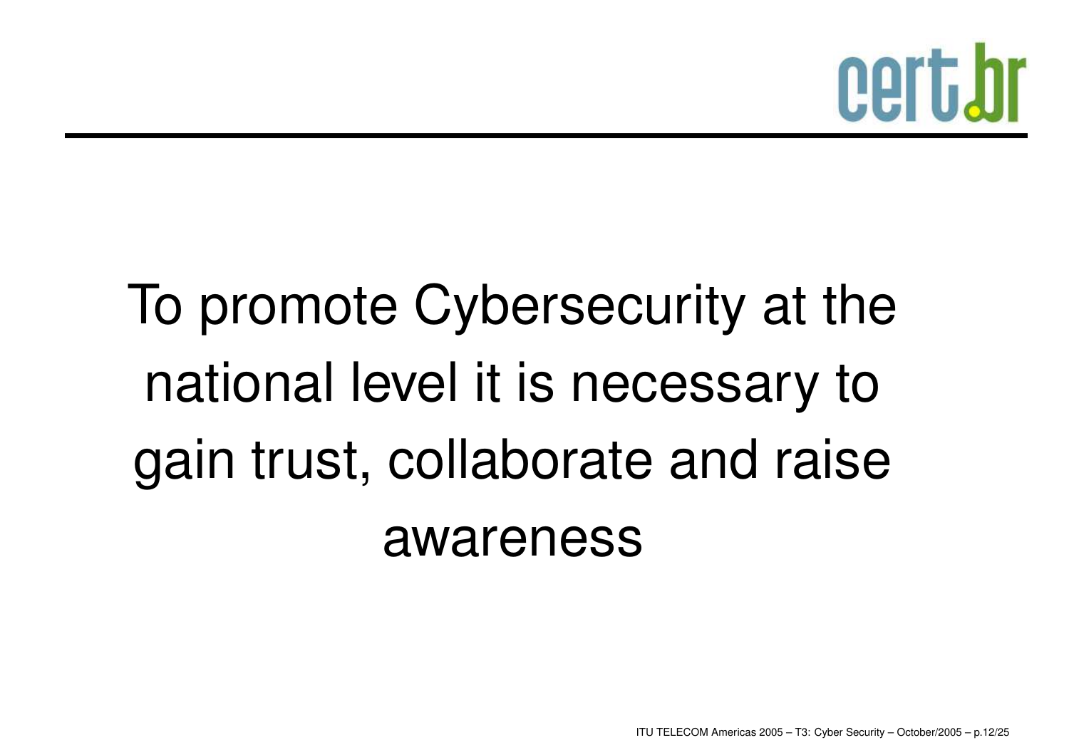To promote Cybersecurity at the national level it is necessary to gain trust, collaborate and raise awareness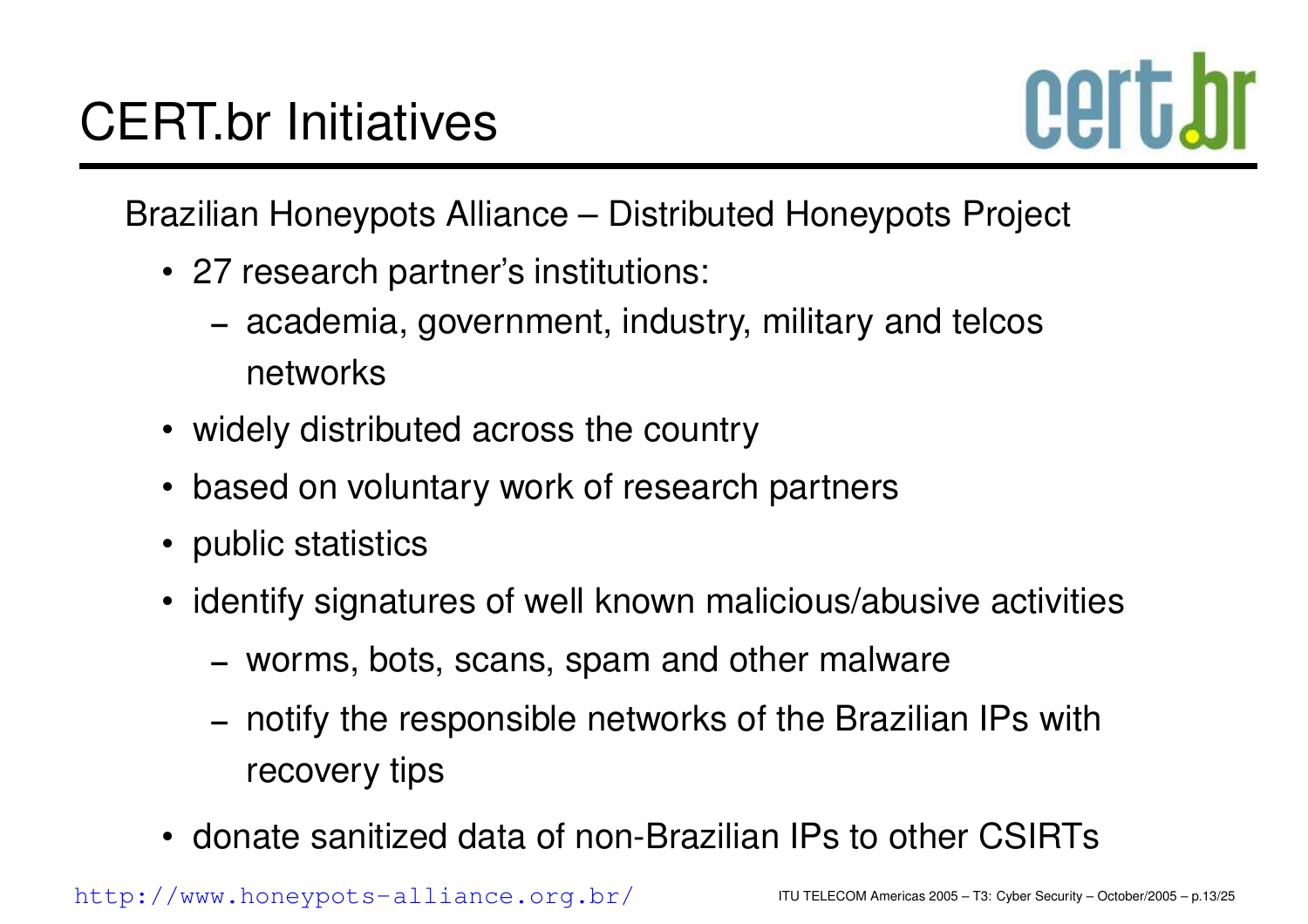# CERT.br Initiatives

Brazilian Honeypots Alliance – Distributed Honeypots Project

- 27 research partner's institutions:
  - academia, government, industry, military and telcos networks
- widely distributed across the country
- based on voluntary work of research partners
- public statistics
- identify signatures of well known malicious/abusive activities
  - worms, bots, scans, spam and other malware
  - notify the responsible networks of the Brazilian IPs with recovery tips
- donate sanitized data of non-Brazilian IPs to other CSIRTs

http://www.honeypots-alliance.org.br/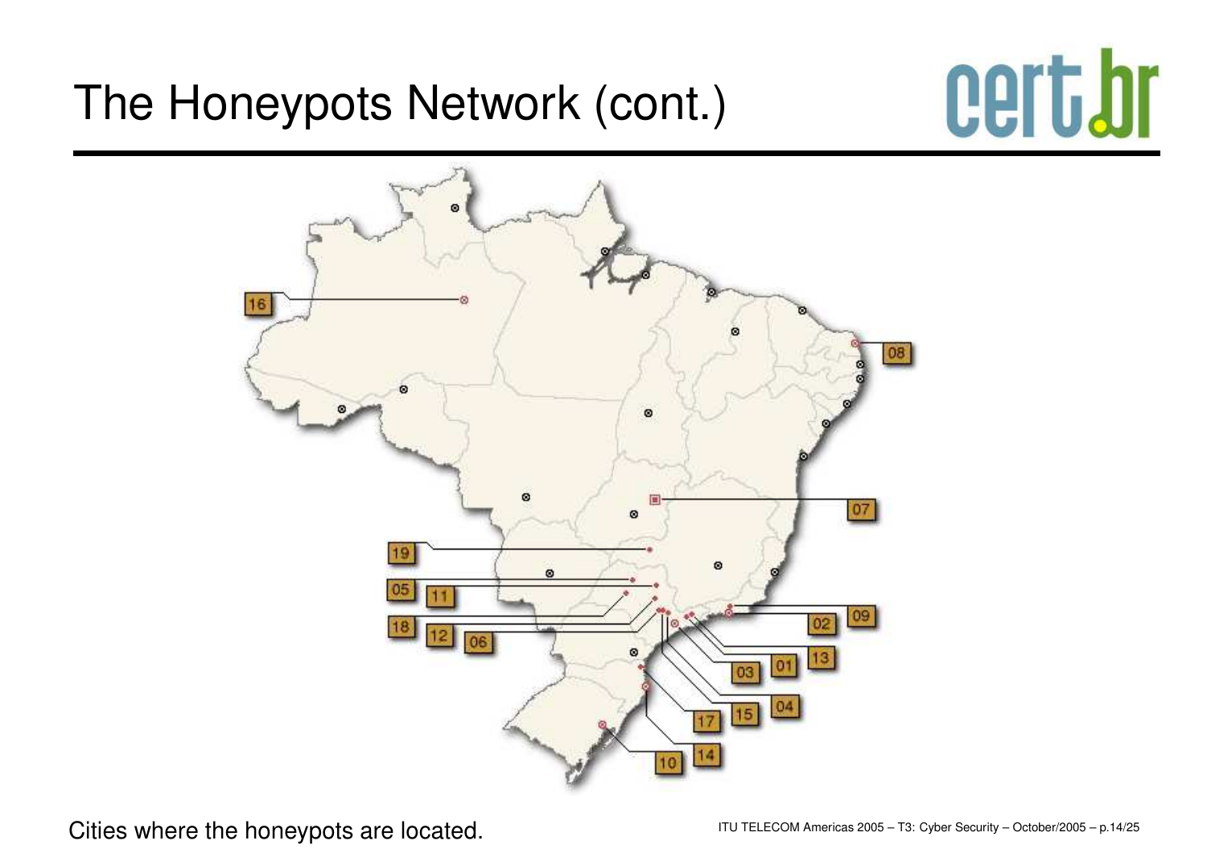# The Honeypots Network (cont.)

Cities where the honeypots are located.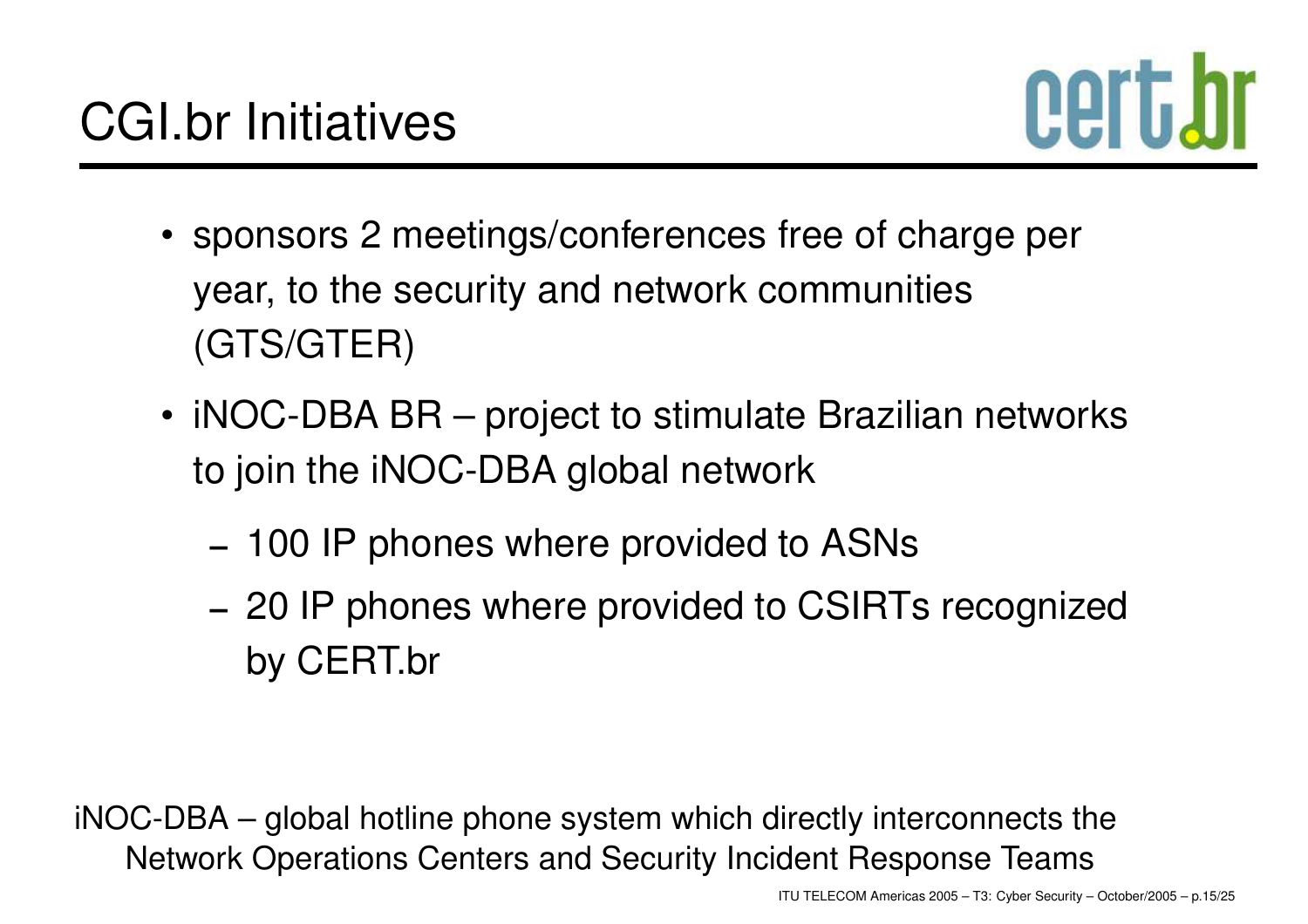# CGI.br Initiatives

- sponsors 2 meetings/conferences free of charge per year, to the security and network communities (GTS/GTER)
- iNOC-DBA BR – project to stimulate Brazilian networks to join the iNOC-DBA global network
  - 100 IP phones where provided to ASNs
  - 20 IP phones where provided to CSIRTs recognized by CERT.br

iNOC-DBA – global hotline phone system which directly interconnects the Network Operations Centers and Security Incident Response Teams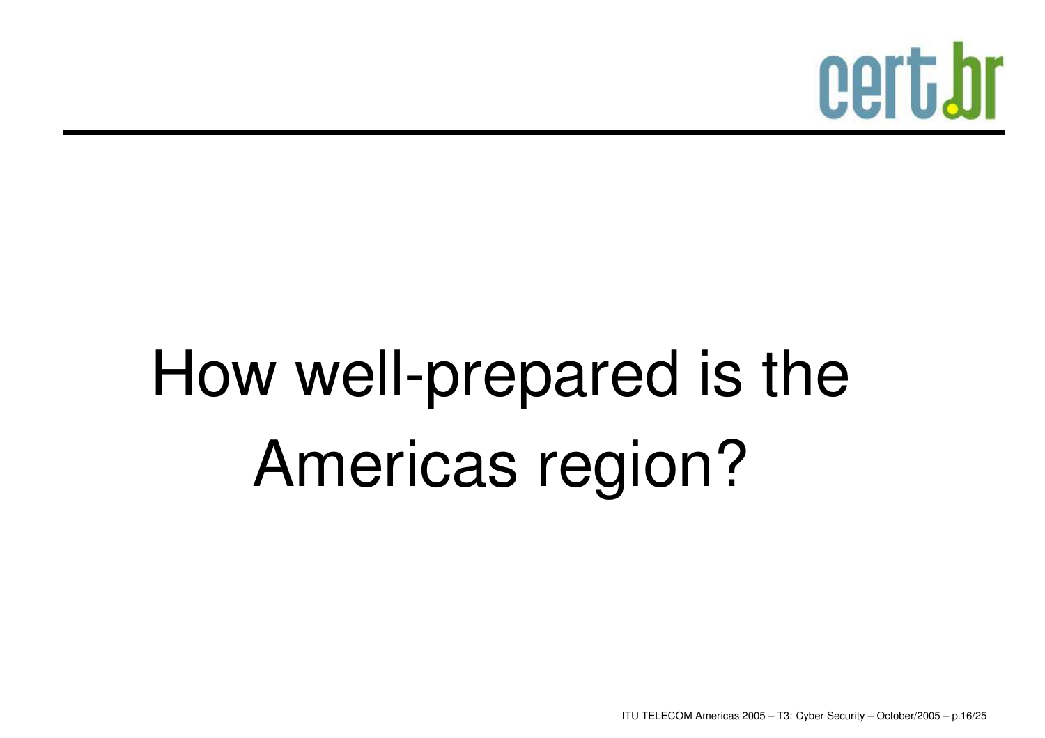# How well-prepared is the Americas region?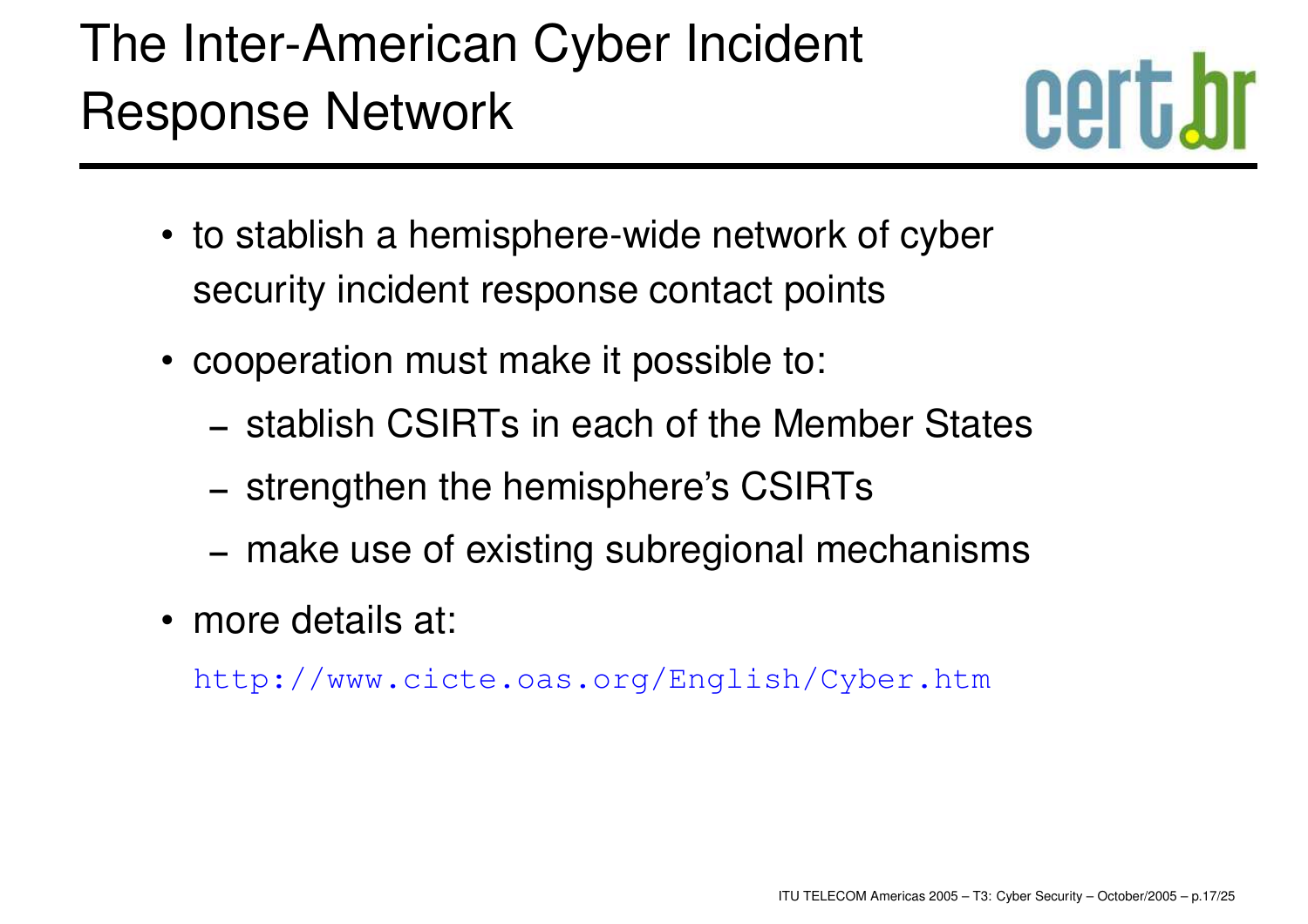# The Inter-American Cyber Incident Response Network

- to stablish a hemisphere-wide network of cyber security incident response contact points
- cooperation must make it possible to:
  - stablish CSIRTs in each of the Member States
  - strengthen the hemisphere's CSIRTs
  - make use of existing subregional mechanisms
- more details at:

  http://www.cicte.oas.org/English/Cyber.htm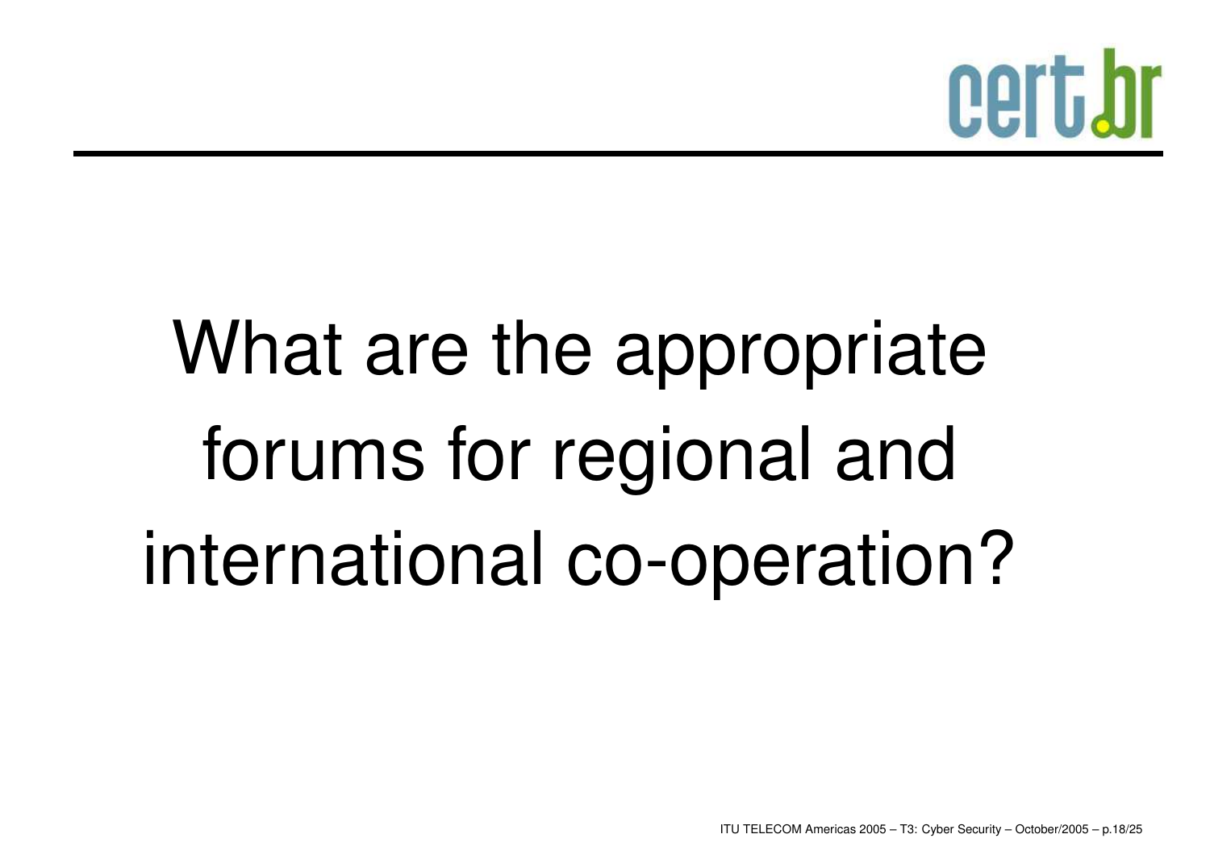# What are the appropriate forums for regional and international co-operation?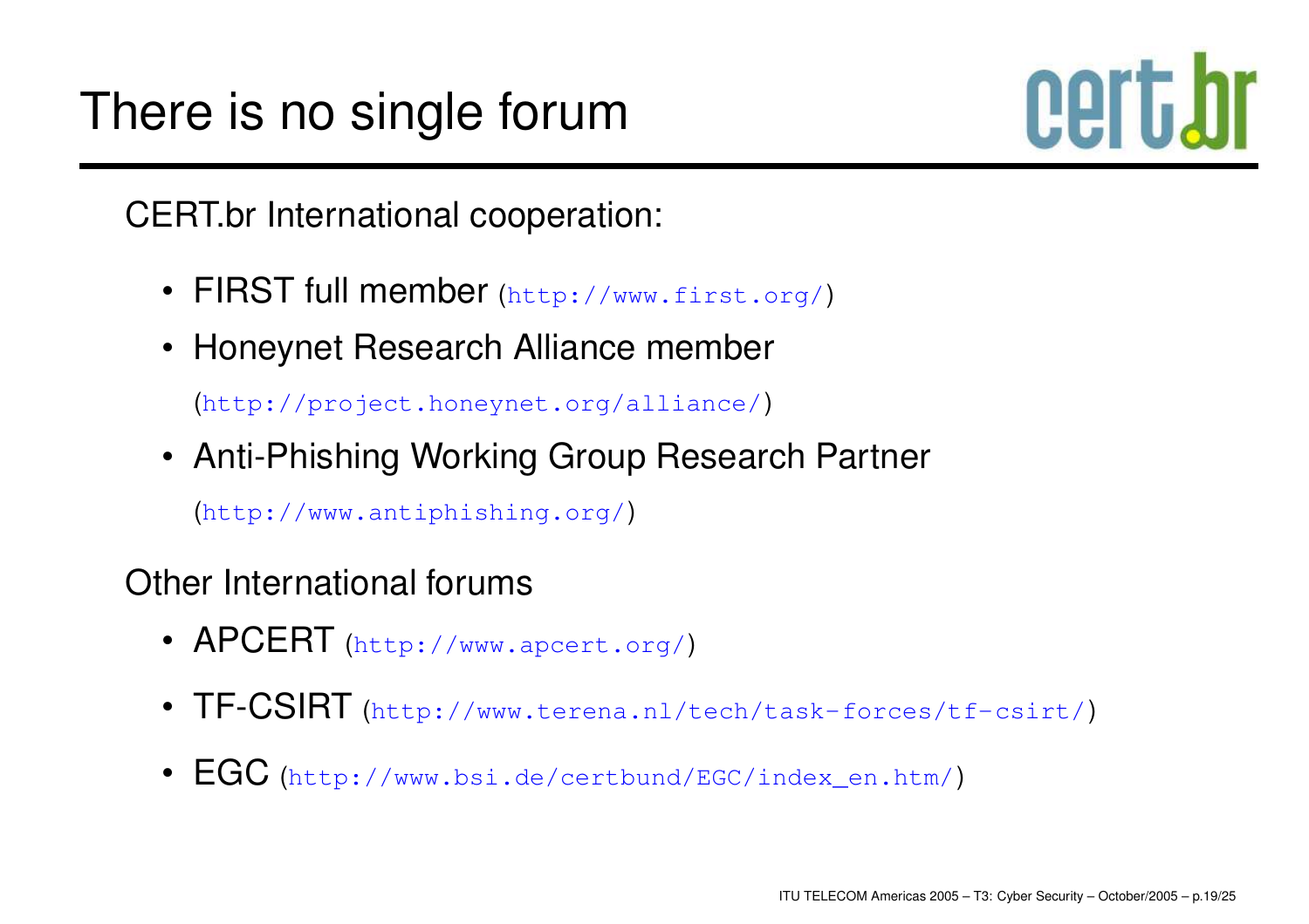# There is no single forum

CERT.br International cooperation:

- FIRST full member (http://www.first.org/)
- Honeynet Research Alliance member

  (http://project.honeynet.org/alliance/)
- Anti-Phishing Working Group Research Partner

  (http://www.antiphishing.org/)

Other International forums

- APCERT (http://www.apcert.org/)
- TF-CSIRT (http://www.terena.nl/tech/task-forces/tf-csirt/)
- EGC (http://www.bsi.de/certbund/EGC/index_en.htm/)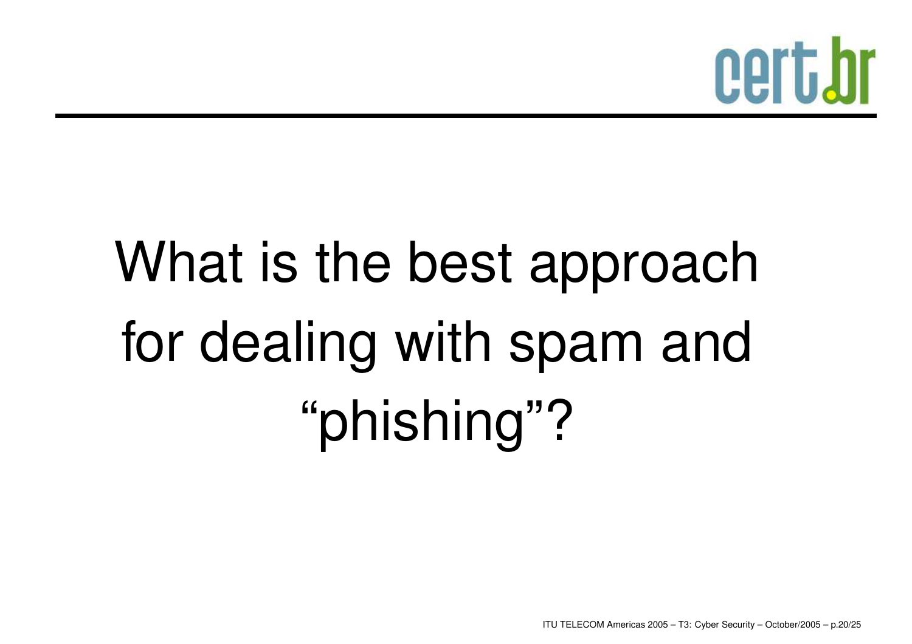# What is the best approach for dealing with spam and "phishing"?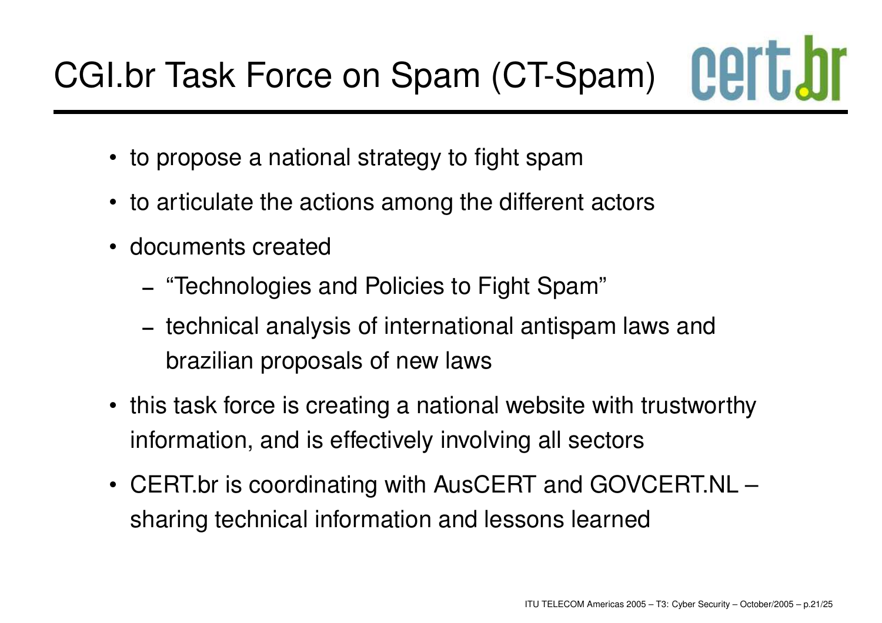# CGI.br Task Force on Spam (CT-Spam)

- to propose a national strategy to fight spam
- to articulate the actions among the different actors
- documents created
  - "Technologies and Policies to Fight Spam"
  - technical analysis of international antispam laws and brazilian proposals of new laws
- this task force is creating a national website with trustworthy information, and is effectively involving all sectors
- CERT.br is coordinating with AusCERT and GOVCERT.NL – sharing technical information and lessons learned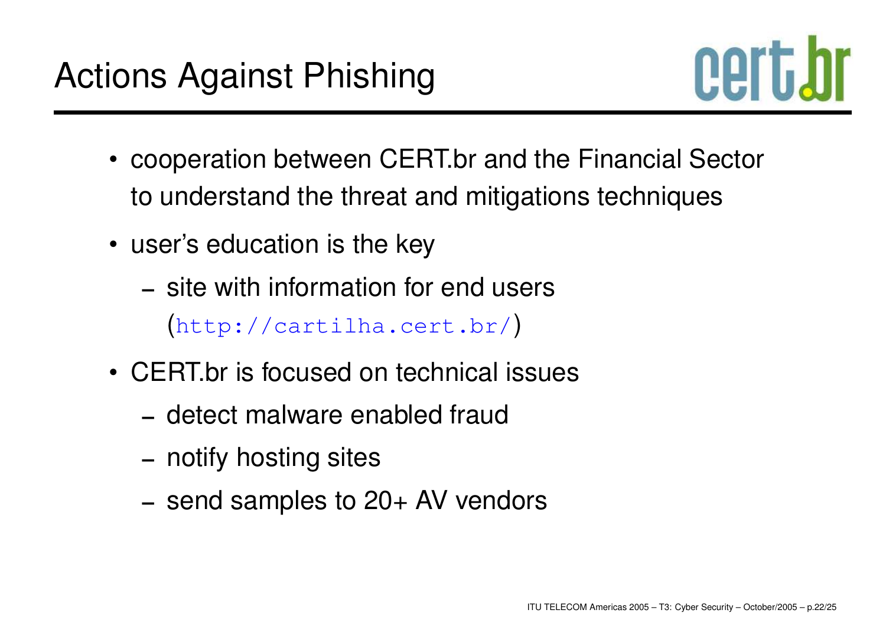# Actions Against Phishing

- cooperation between CERT.br and the Financial Sector to understand the threat and mitigations techniques
- user's education is the key
  - site with information for end users (http://cartilha.cert.br/)
- CERT.br is focused on technical issues
  - detect malware enabled fraud
  - notify hosting sites
  - send samples to 20+ AV vendors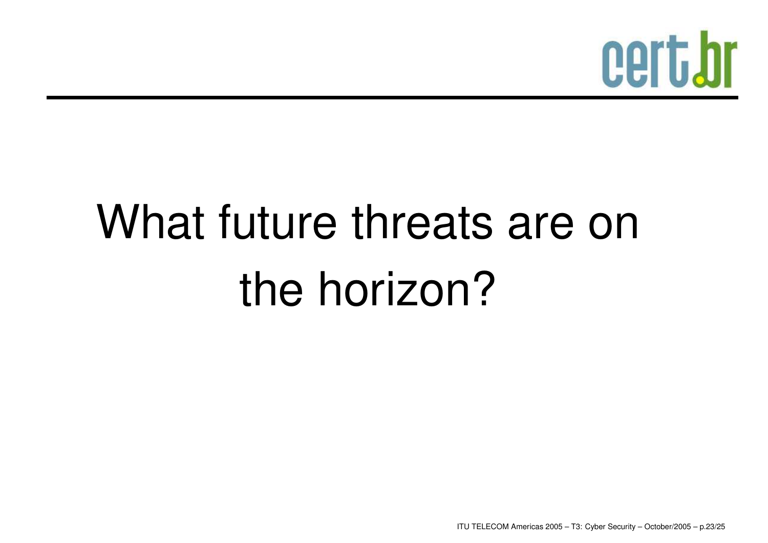# What future threats are on the horizon?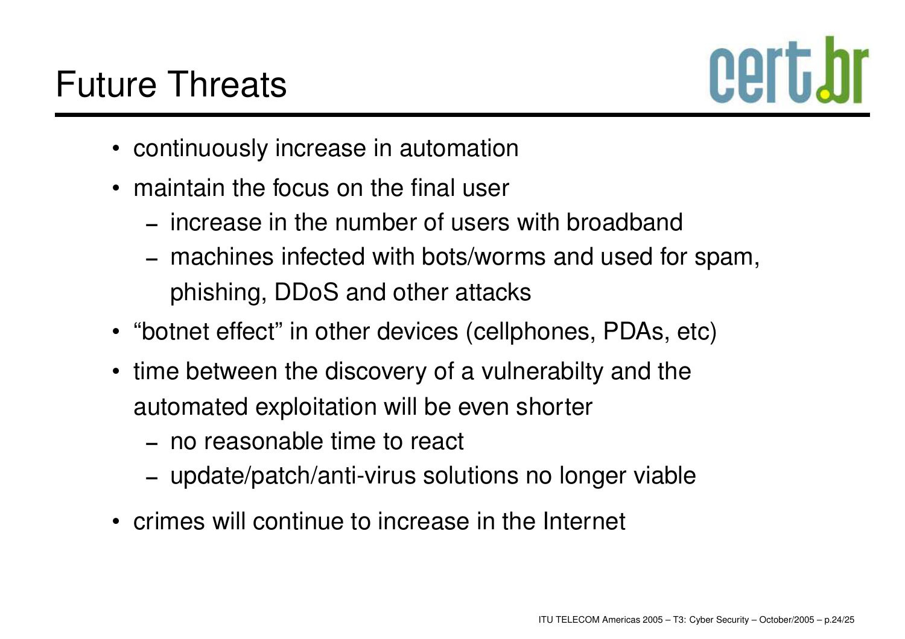# Future Threats

- continuously increase in automation
- maintain the focus on the final user
  - increase in the number of users with broadband
  - machines infected with bots/worms and used for spam, phishing, DDoS and other attacks
- "botnet effect" in other devices (cellphones, PDAs, etc)
- time between the discovery of a vulnerabilty and the automated exploitation will be even shorter
  - no reasonable time to react
  - update/patch/anti-virus solutions no longer viable
- crimes will continue to increase in the Internet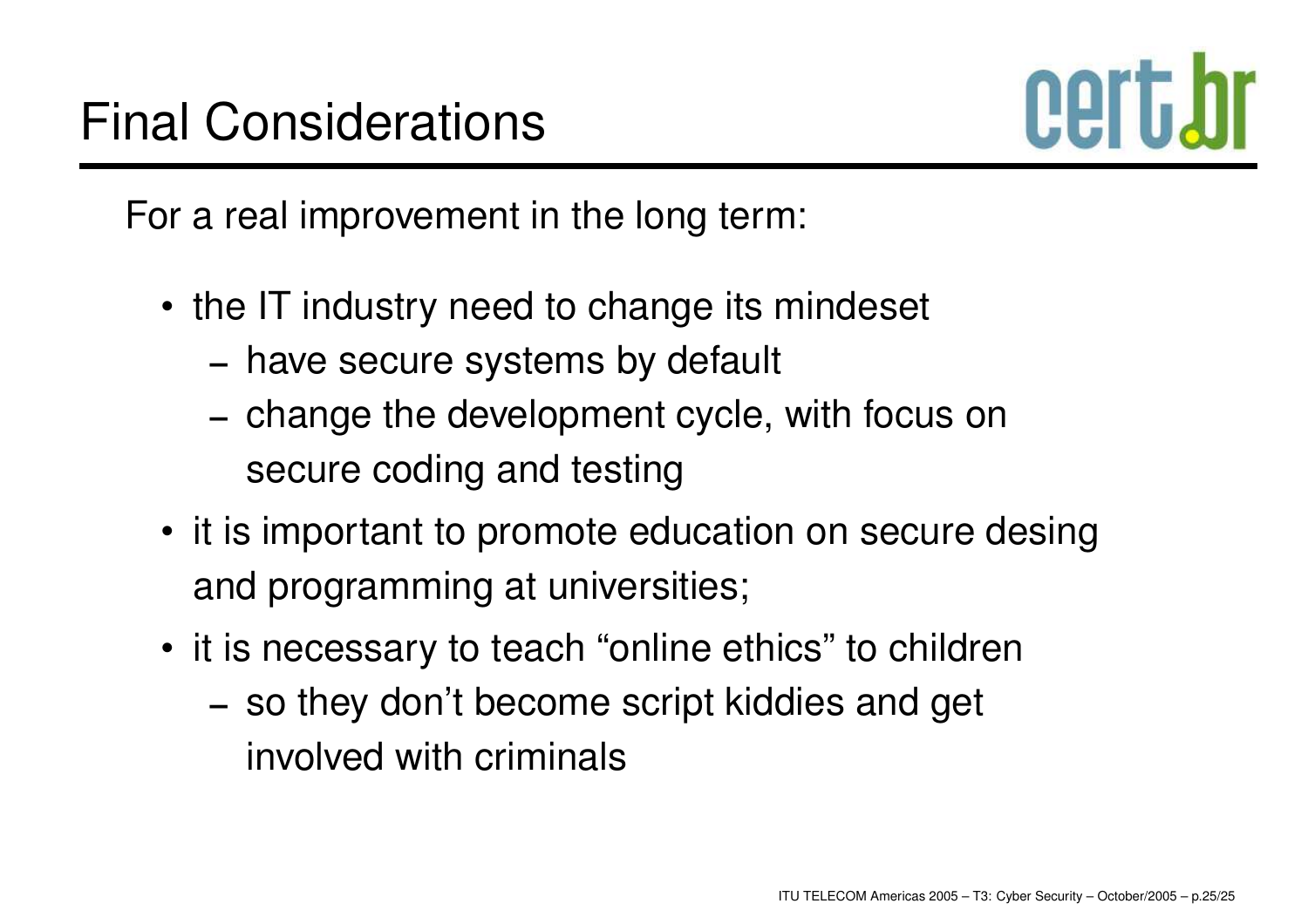# Final Considerations

For a real improvement in the long term:

- the IT industry need to change its mindeset
  - have secure systems by default
  - change the development cycle, with focus on secure coding and testing
- it is important to promote education on secure desing and programming at universities;
- it is necessary to teach “online ethics” to children
  - so they don’t become script kiddies and get involved with criminals